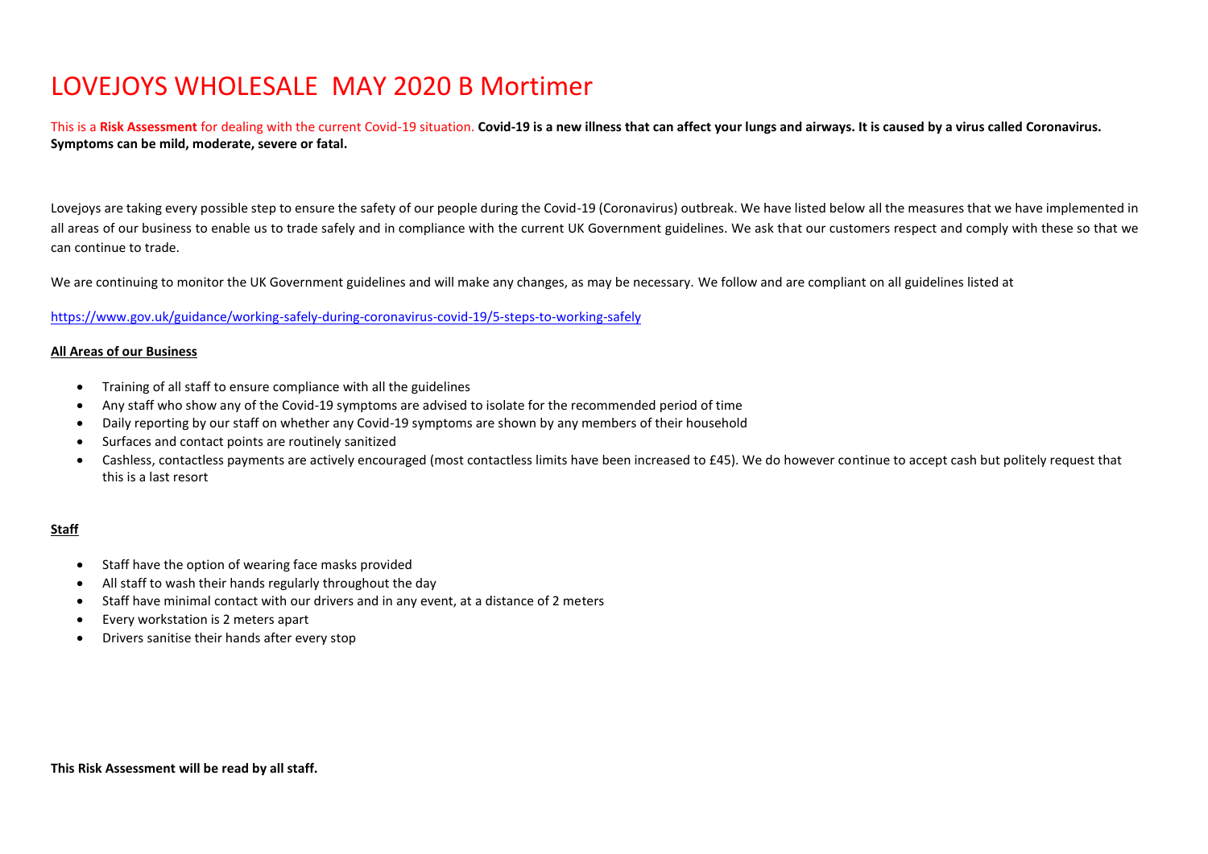# LOVEJOYS WHOLESALE MAY 2020 B Mortimer

This is a **Risk Assessment** for dealing with the current Covid-19 situation. **Covid-19 is a new illness that can affect your lungs and airways. It is caused by a virus called Coronavirus. Symptoms can be mild, moderate, severe or fatal.**

Lovejoys are taking every possible step to ensure the safety of our people during the Covid-19 (Coronavirus) outbreak. We have listed below all the measures that we have implemented in all areas of our business to enable us to trade safely and in compliance with the current UK Government guidelines. We ask that our customers respect and comply with these so that we can continue to trade.

We are continuing to monitor the UK Government guidelines and will make any changes, as may be necessary. We follow and are compliant on all guidelines listed at

https://www.gov.uk/guidance/working-safely-during-coronavirus-covid-19/5-steps-to-working-safely

**All Areas of our Business**

- Training of all staff to ensure compliance with all the guidelines
- Any staff who show any of the Covid-19 symptoms are advised to isolate for the recommended period of time
- Daily reporting by our staff on whether any Covid-19 symptoms are shown by any members of their household
- Surfaces and contact points are routinely sanitized
- Cashless, contactless payments are actively encouraged (most contactless limits have been increased to £45). We do however continue to accept cash but politely request that this is a last resort

**Staff**

- Staff have the option of wearing face masks provided
- All staff to wash their hands regularly throughout the day
- Staff have minimal contact with our drivers and in any event, at a distance of 2 meters
- Every workstation is 2 meters apart
- Drivers sanitise their hands after every stop

**This Risk Assessment will be read by all staff.**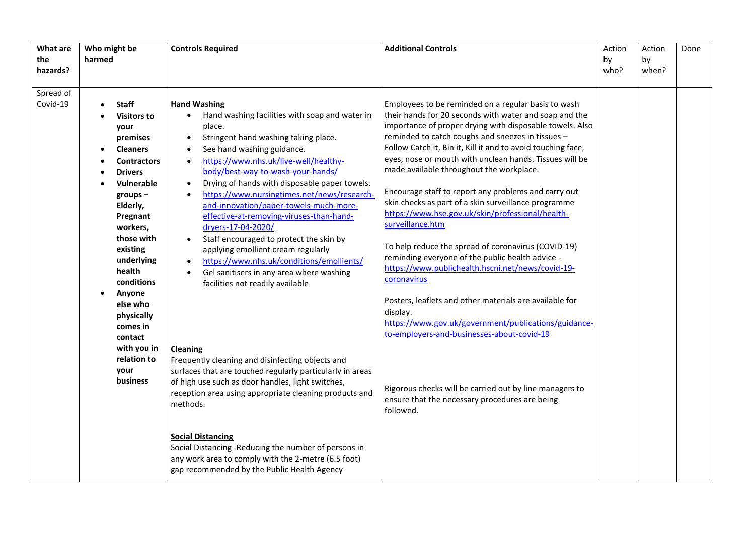| What are the hazards? | Who might be harmed | Controls Required | Additional Controls | Action by who? | Action by when? | Done |
|---|---|---|---|---|---|---|
| Spread of Covid-19 | • **Staff**<br>• **Visitors to your premises**<br>• **Cleaners**<br>• **Contractors**<br>• **Drivers**<br>• **Vulnerable groups – Elderly, Pregnant workers, those with existing underlying health conditions**<br>• **Anyone else who physically comes in contact with you in relation to your business** | **Hand Washing**<br>• Hand washing facilities with soap and water in place.<br>• Stringent hand washing taking place.<br>• See hand washing guidance.<br>• https://www.nhs.uk/live-well/healthy-body/best-way-to-wash-your-hands/<br>• Drying of hands with disposable paper towels.<br>• https://www.nursingtimes.net/news/research-and-innovation/paper-towels-much-more-effective-at-removing-viruses-than-hand-dryers-17-04-2020/<br>• Staff encouraged to protect the skin by applying emollient cream regularly<br>• https://www.nhs.uk/conditions/emollients/<br>• Gel sanitisers in any area where washing facilities not readily available<br><br>**Cleaning**<br>Frequently cleaning and disinfecting objects and surfaces that are touched regularly particularly in areas of high use such as door handles, light switches, reception area using appropriate cleaning products and methods.<br><br>**Social Distancing**<br>Social Distancing -Reducing the number of persons in any work area to comply with the 2-metre (6.5 foot) gap recommended by the Public Health Agency | Employees to be reminded on a regular basis to wash their hands for 20 seconds with water and soap and the importance of proper drying with disposable towels. Also reminded to catch coughs and sneezes in tissues – Follow Catch it, Bin it, Kill it and to avoid touching face, eyes, nose or mouth with unclean hands. Tissues will be made available throughout the workplace.<br><br>Encourage staff to report any problems and carry out skin checks as part of a skin surveillance programme https://www.hse.gov.uk/skin/professional/health-surveillance.htm<br><br>To help reduce the spread of coronavirus (COVID-19) reminding everyone of the public health advice - https://www.publichealth.hscni.net/news/covid-19-coronavirus<br><br>Posters, leaflets and other materials are available for display.<br>https://www.gov.uk/government/publications/guidance-to-employers-and-businesses-about-covid-19<br><br>Rigorous checks will be carried out by line managers to ensure that the necessary procedures are being followed. | | | |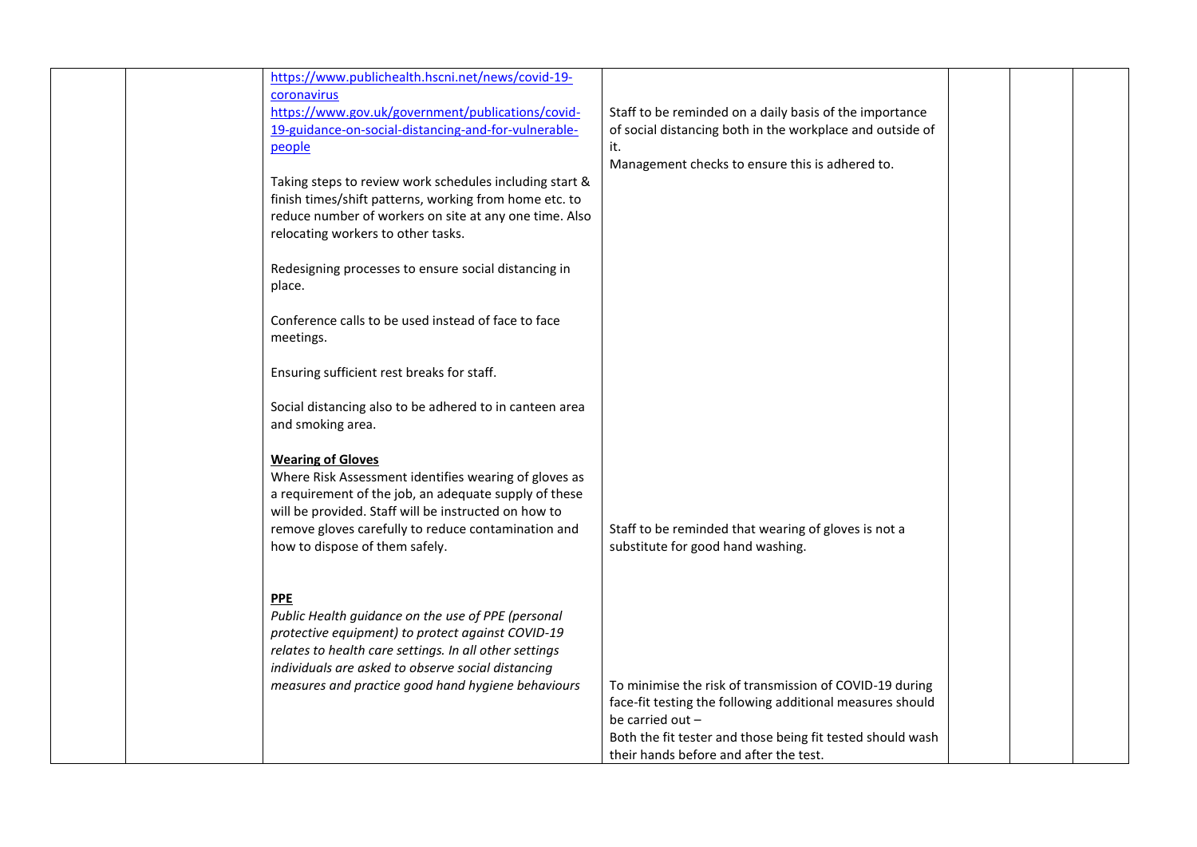| | | | | | | |
|---|---|---|---|---|---|---|
| | | https://www.publichealth.hscni.net/news/covid-19-coronavirus<br>https://www.gov.uk/government/publications/covid-19-guidance-on-social-distancing-and-for-vulnerable-people<br><br>Taking steps to review work schedules including start & finish times/shift patterns, working from home etc. to reduce number of workers on site at any one time. Also relocating workers to other tasks.<br><br>Redesigning processes to ensure social distancing in place.<br><br>Conference calls to be used instead of face to face meetings.<br><br>Ensuring sufficient rest breaks for staff.<br><br>Social distancing also to be adhered to in canteen area and smoking area.<br><br>**Wearing of Gloves**<br>Where Risk Assessment identifies wearing of gloves as a requirement of the job, an adequate supply of these will be provided. Staff will be instructed on how to remove gloves carefully to reduce contamination and how to dispose of them safely.<br><br>**PPE**<br>*Public Health guidance on the use of PPE (personal protective equipment) to protect against COVID-19 relates to health care settings. In all other settings individuals are asked to observe social distancing measures and practice good hand hygiene behaviours* | Staff to be reminded on a daily basis of the importance of social distancing both in the workplace and outside of it.<br>Management checks to ensure this is adhered to.<br><br>Staff to be reminded that wearing of gloves is not a substitute for good hand washing.<br><br>To minimise the risk of transmission of COVID-19 during face-fit testing the following additional measures should be carried out –<br>Both the fit tester and those being fit tested should wash their hands before and after the test. | | | |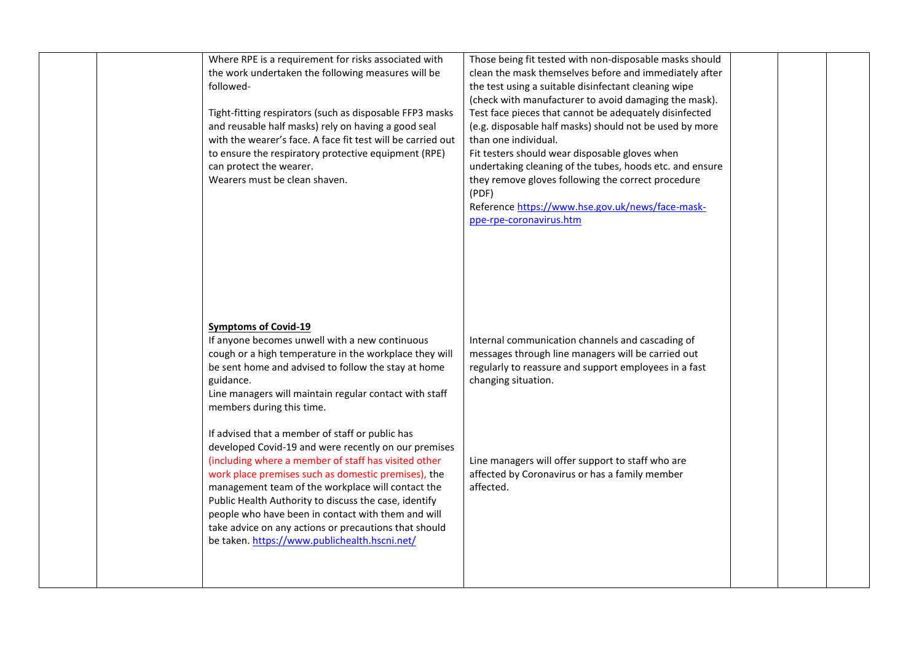|  |  |  |  |  |  |  |
|---|---|---|---|---|---|---|
|  |  | Where RPE is a requirement for risks associated with the work undertaken the following measures will be followed-<br><br>Tight-fitting respirators (such as disposable FFP3 masks and reusable half masks) rely on having a good seal with the wearer's face. A face fit test will be carried out to ensure the respiratory protective equipment (RPE) can protect the wearer.<br>Wearers must be clean shaven. | Those being fit tested with non-disposable masks should clean the mask themselves before and immediately after the test using a suitable disinfectant cleaning wipe (check with manufacturer to avoid damaging the mask). Test face pieces that cannot be adequately disinfected (e.g. disposable half masks) should not be used by more than one individual.<br>Fit testers should wear disposable gloves when undertaking cleaning of the tubes, hoods etc. and ensure they remove gloves following the correct procedure (PDF)<br>Reference https://www.hse.gov.uk/news/face-mask-ppe-rpe-coronavirus.htm |  |  |  |
|  |  | **Symptoms of Covid-19**<br>If anyone becomes unwell with a new continuous cough or a high temperature in the workplace they will be sent home and advised to follow the stay at home guidance.<br>Line managers will maintain regular contact with staff members during this time.<br><br>If advised that a member of staff or public has developed Covid-19 and were recently on our premises (including where a member of staff has visited other work place premises such as domestic premises), the management team of the workplace will contact the Public Health Authority to discuss the case, identify people who have been in contact with them and will take advice on any actions or precautions that should be taken. https://www.publichealth.hscni.net/ | Internal communication channels and cascading of messages through line managers will be carried out regularly to reassure and support employees in a fast changing situation.<br><br>Line managers will offer support to staff who are affected by Coronavirus or has a family member affected. |  |  |  |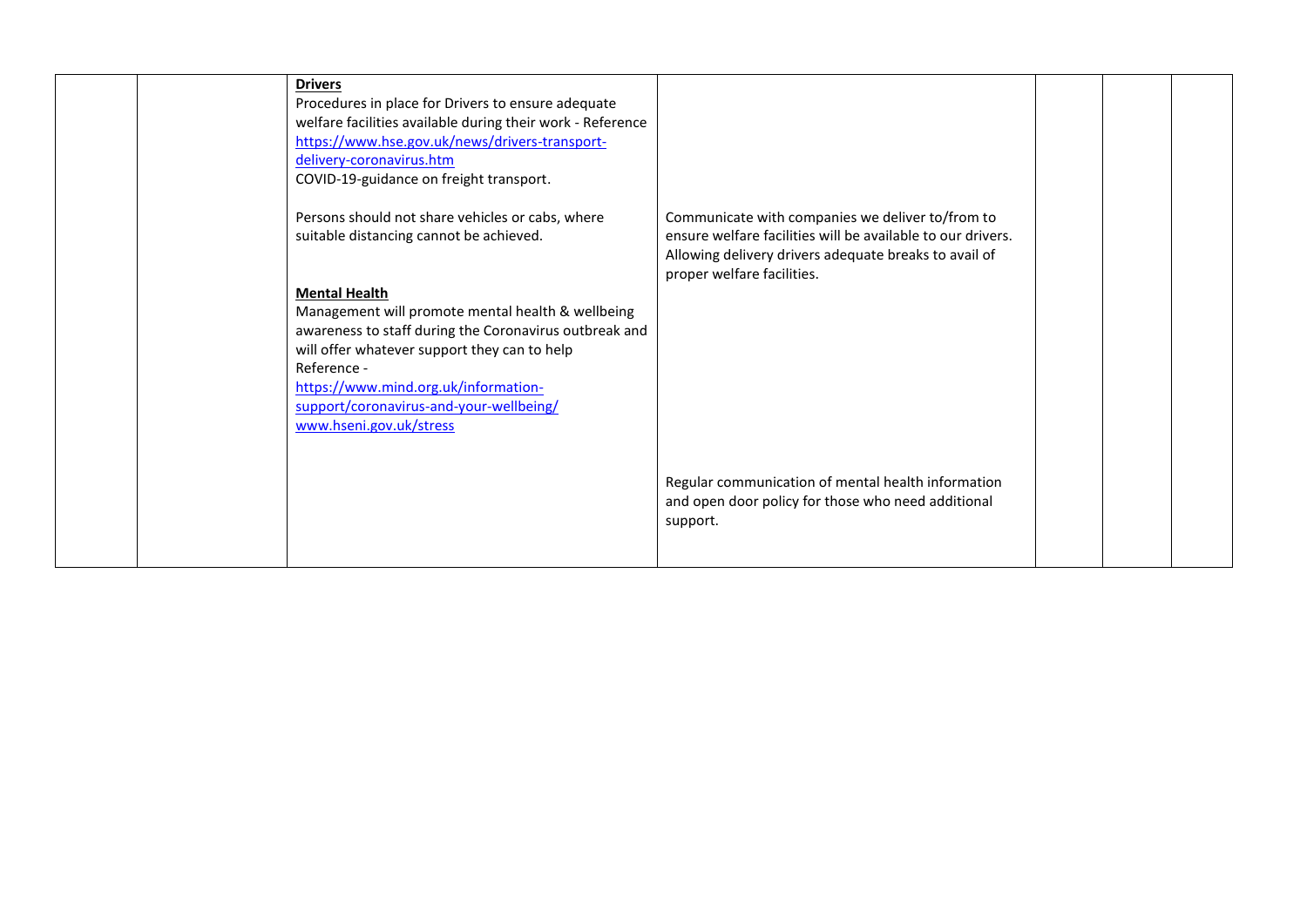| | | | | | | |
|---|---|---|---|---|---|---|
| | | **Drivers**<br>Procedures in place for Drivers to ensure adequate welfare facilities available during their work - Reference https://www.hse.gov.uk/news/drivers-transport-delivery-coronavirus.htm<br>COVID-19-guidance on freight transport.<br><br>Persons should not share vehicles or cabs, where suitable distancing cannot be achieved.<br><br>**Mental Health**<br>Management will promote mental health & wellbeing awareness to staff during the Coronavirus outbreak and will offer whatever support they can to help<br>Reference -<br>https://www.mind.org.uk/information-support/coronavirus-and-your-wellbeing/<br>www.hseni.gov.uk/stress | Communicate with companies we deliver to/from to ensure welfare facilities will be available to our drivers. Allowing delivery drivers adequate breaks to avail of proper welfare facilities.<br><br>Regular communication of mental health information and open door policy for those who need additional support. | | | |